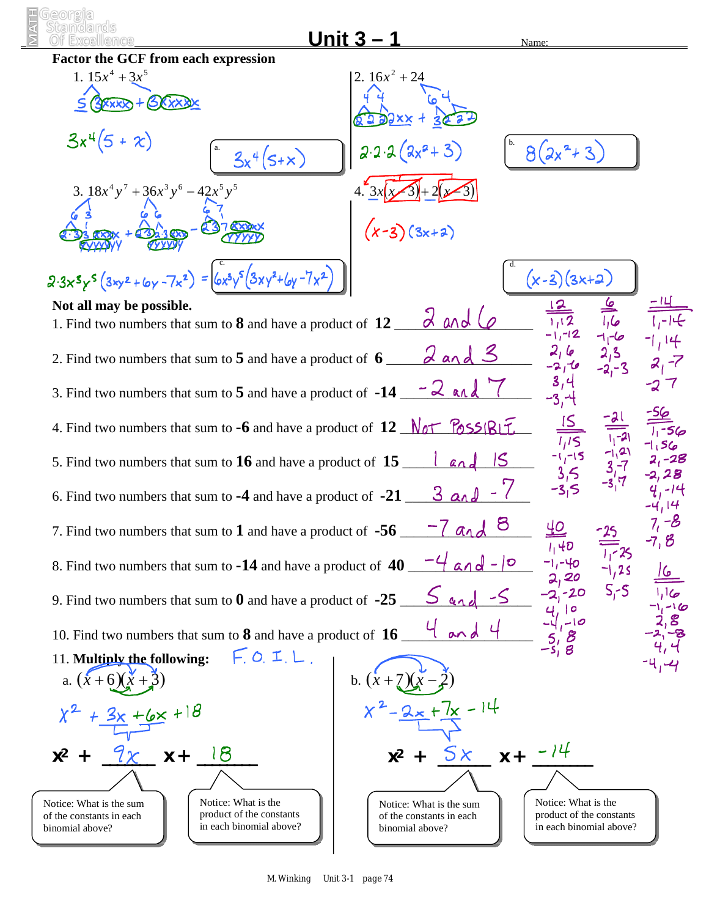# Unit 3 – 1

Name:

**Factor the GCF from each expression**

1. $15x^4 + 3x^5$

   $3x^4(5 + x)$

   a. $3x^4(5+x)$

2. $16x^2 + 24$

   $2\cdot 2\cdot 2(2x^2 + 3)$

   b. $8(2x^2+3)$

3. $18x^4y^7 + 36x^3y^6 - 42x^5y^5$

   $2\cdot 3x^3y^5(3xy^2 + 6y - 7x^2) =$

   c. $6x^3y^5(3xy^2+6y-7x^2)$

4. $3x(x-3) + 2(x-3)$

   $(x-3)(3x+2)$

   d. $(x-3)(3x+2)$

**Not all may be possible.**

1. Find two numbers that sum to **8** and have a product of **12** ___2 and 6___
2. Find two numbers that sum to **5** and have a product of **6** ___2 and 3___
3. Find two numbers that sum to **5** and have a product of **-14** ___-2 and 7___
4. Find two numbers that sum to **-6** and have a product of **12** ___Not Possible___
5. Find two numbers that sum to **16** and have a product of **15** ___1 and 15___
6. Find two numbers that sum to **-4** and have a product of **-21** ___3 and -7___
7. Find two numbers that sum to **1** and have a product of **-56** ___-7 and 8___
8. Find two numbers that sum to **-14** and have a product of **40** ___-4 and -10___
9. Find two numbers that sum to **0** and have a product of **-25** ___5 and -5___
10. Find two numbers that sum to **8** and have a product of **16** ___4 and 4___

| 12 | 6 | -14 |
|---|---|---|
| 1, 12 | 1, 6 | 1, -14 |
| -1, -12 | -1, -6 | -1, 14 |
| 2, 6 | 2, 3 | 2, -7 |
| -2, -6 | -2, -3 | -2, 7 |
| 3, 4 | | |
| -3, -4 | | |

| 15 | -21 | -56 |
|---|---|---|
| 1, 15 | 1, -21 | 1, -56 |
| -1, -15 | -1, 21 | -1, 56 |
| 3, 5 | 3, -7 | 2, -28 |
| -3, 5 | -3, 7 | -2, 28 |
| | | 4, -14 |
| | | -4, 14 |
| | | 7, -8 |
| | | -7, 8 |

| 40 | -25 | 16 |
|---|---|---|
| 1, 40 | 1, -25 | 1, 16 |
| -1, -40 | -1, 25 | -1, -16 |
| 2, 20 | 5, -5 | 2, 8 |
| -2, -20 | | -2, -8 |
| 4, 10 | | 4, 4 |
| -4, -10 | | -4, -4 |
| 5, 8 | | |
| -5, 8 | | |

11. **Multiply the following:** F.O.I.L.

a. $(x+6)(x+3)$

$x^2 + 3x + 6x + 18$

$x^2 +$ ___$9x$___ $x +$ ___$18$___

Notice: What is the sum of the constants in each binomial above?

Notice: What is the product of the constants in each binomial above?

b. $(x+7)(x-2)$

$x^2 - 2x + 7x - 14$

$x^2 +$ ___$5x$___ $x +$ ___$-14$___

Notice: What is the sum of the constants in each binomial above?

Notice: What is the product of the constants in each binomial above?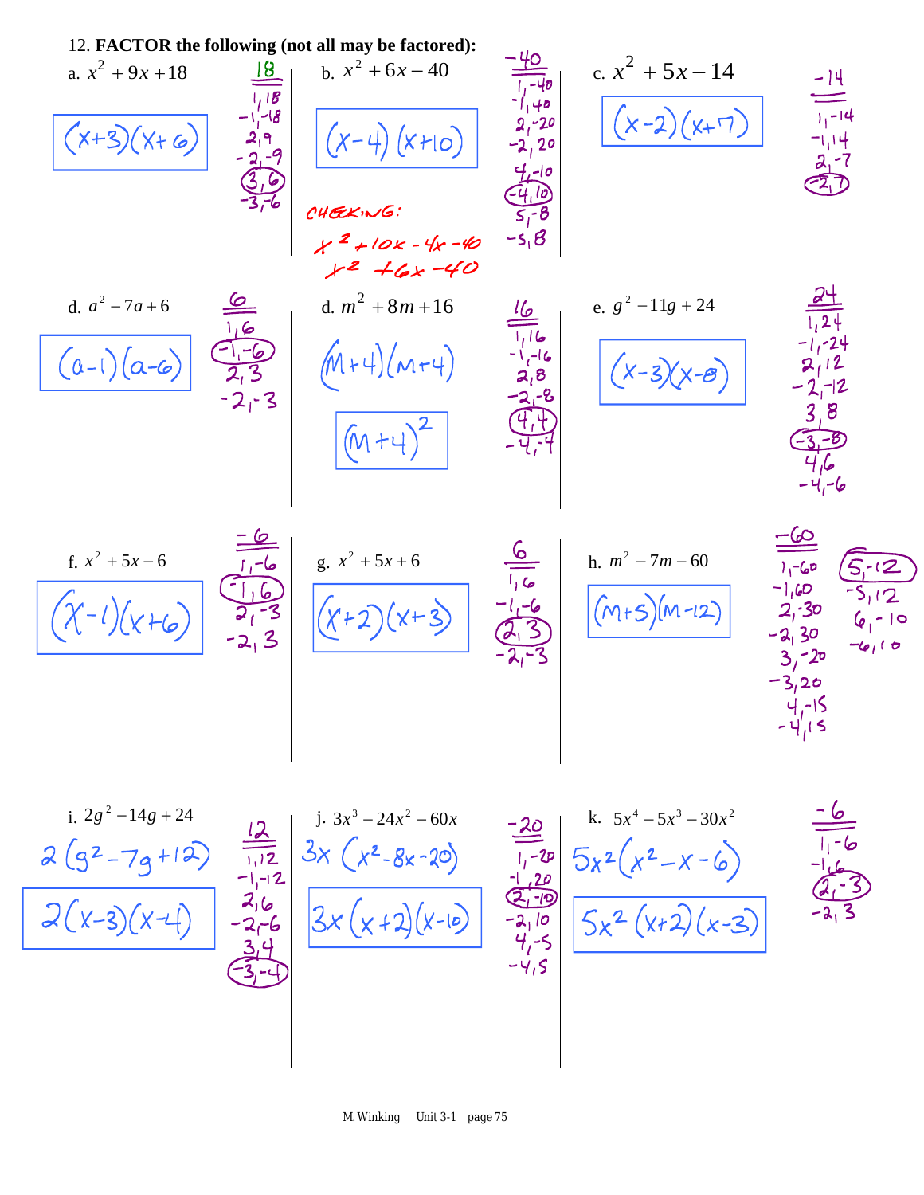12. **FACTOR the following (not all may be factored):**

a. $x^2 + 9x + 18$

$(x+3)(x+6)$

18: 1,18; −1,−18; 2,9; −2,−9; (3,6); −3,−6

b. $x^2 + 6x - 40$

$(x-4)(x+10)$

−40: 1,−40; −1,40; 2,−20; −2,20; 4,−10; (−4,10); 5,−8; −5,8

CHECKING:

$x^2 + 10x - 4x - 40$

$x^2 + 6x - 40$

c. $x^2 + 5x - 14$

$(x-2)(x+7)$

−14: 1,−14; −1,14; 2,−7; (−2,7)

d. $a^2 - 7a + 6$

$(a-1)(a-6)$

6: 1,6; (−1,−6); 2,3; −2,−3

d. $m^2 + 8m + 16$

$(m+4)(m+4)$

$(m+4)^2$

16: 1,16; −1,−16; 2,8; −2,−8; (4,4); −4,−4

e. $g^2 - 11g + 24$

$(x-3)(x-8)$

24: 1,24; −1,−24; 2,12; −2,−12; 3,8; (−3,−8); 4,6; −4,−6

f. $x^2 + 5x - 6$

$(x-1)(x+6)$

−6: 1,−6; (−1,6); 2,−3; −2,3

g. $x^2 + 5x + 6$

$(x+2)(x+3)$

6: 1,6; −1,−6; (2,3); −2,−3

h. $m^2 - 7m - 60$

$(m+5)(m-12)$

−60: 1,−60; −1,60; 2,−30; −2,30; 3,−20; −3,20; 4,−15; −4,15; (5,−12); −5,12; 6,−10; −6,10

i. $2g^2 - 14g + 24$

$2(g^2 - 7g + 12)$

$2(x-3)(x-4)$

12: 1,12; −1,−12; 2,6; −2,−6; 3,4; (−3,−4)

j. $3x^3 - 24x^2 - 60x$

$3x(x^2 - 8x - 20)$

$3x(x+2)(x-10)$

−20: 1,−20; −1,20; (2,−10); −2,10; 4,−5; −4,5

k. $5x^4 - 5x^3 - 30x^2$

$5x^2(x^2 - x - 6)$

$5x^2(x+2)(x-3)$

−6: 1,−6; −1,6; (2,−3); −2,3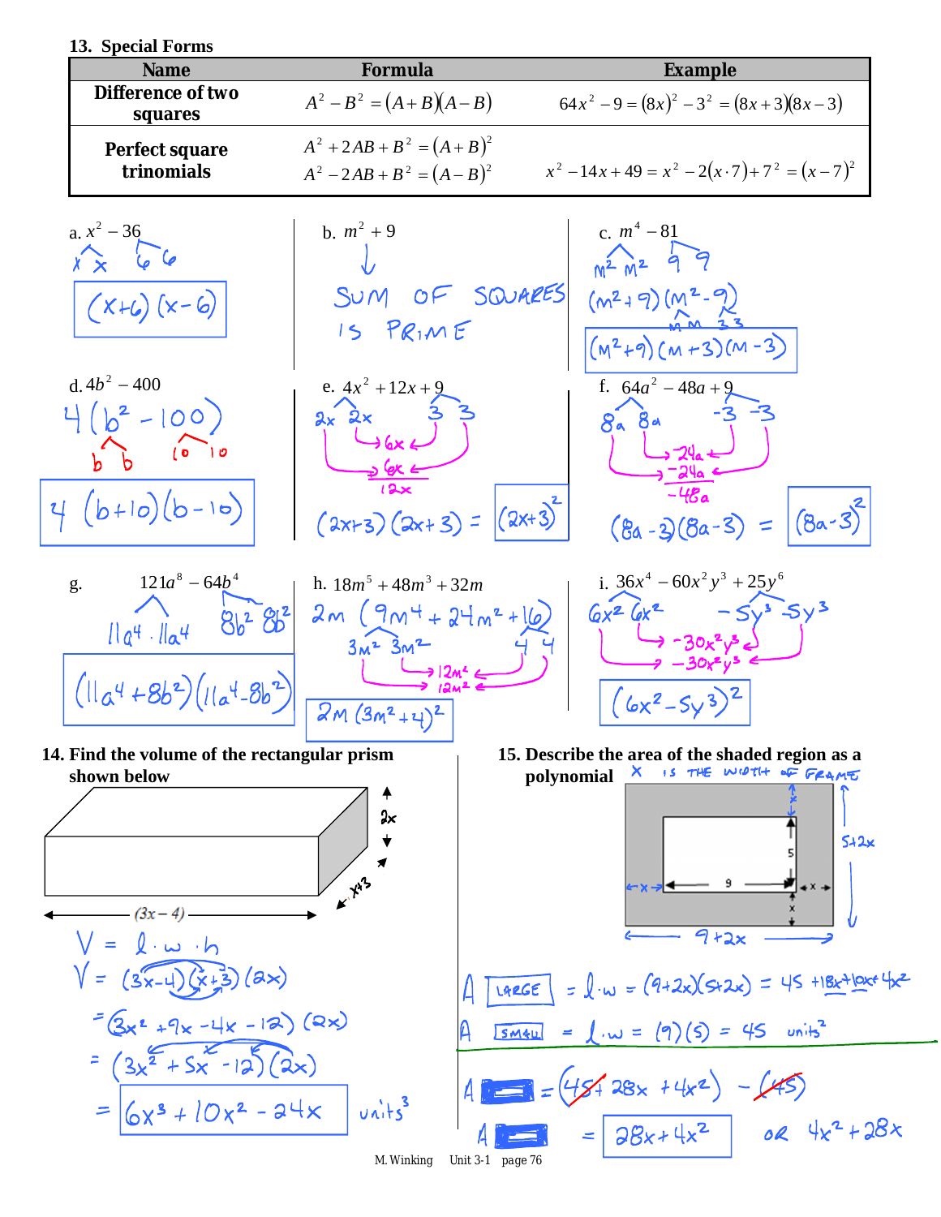## 13. Special Forms

| Name | Formula | Example |
|---|---|---|
| **Difference of two squares** | $A^2 - B^2 = (A+B)(A-B)$ | $64x^2 - 9 = (8x)^2 - 3^2 = (8x+3)(8x-3)$ |
| **Perfect square trinomials** | $A^2 + 2AB + B^2 = (A+B)^2$ <br> $A^2 - 2AB + B^2 = (A-B)^2$ | $x^2 - 14x + 49 = x^2 - 2(x \cdot 7) + 7^2 = (x-7)^2$ |

a. $x^2 - 36$

$(x+6)(x-6)$

b. $m^2 + 9$

SUM OF SQUARES IS PRIME

c. $m^4 - 81$

$(m^2+9)(m^2-9)$

$(m^2+9)(m+3)(m-3)$

d. $4b^2 - 400$

$4(b^2 - 100)$

$4(b+10)(b-10)$

e. $4x^2 + 12x + 9$

$2x \cdot 2x$, $3 \cdot 3$; $6x + 6x = 12x$

$(2x+3)(2x+3) = (2x+3)^2$

f. $64a^2 - 48a + 9$

$8a \cdot 8a$, $-3 \cdot -3$; $-24a - 24a = -48a$

$(8a-3)(8a-3) = (8a-3)^2$

g. $121a^8 - 64b^4$

$11a^4 \cdot 11a^4$, $8b^2 \cdot 8b^2$

$(11a^4 + 8b^2)(11a^4 - 8b^2)$

h. $18m^5 + 48m^3 + 32m$

$2m(9m^4 + 24m^2 + 16)$

$3m^2 \cdot 3m^2$, $4 \cdot 4$; $12m^2 + 12m^2$

$2m(3m^2+4)^2$

i. $36x^4 - 60x^2y^3 + 25y^6$

$6x^2 \cdot 6x^2$, $-5y^3 \cdot -5y^3$; $-30x^2y^3 - 30x^2y^3$

$(6x^2 - 5y^3)^2$

**14. Find the volume of the rectangular prism shown below**

(Prism with length $(3x-4)$, width $x+3$, height $2x$)

$V = l \cdot w \cdot h$

$V = (3x-4)(x+3)(2x)$

$= (3x^2 + 9x - 4x - 12)(2x)$

$= (3x^2 + 5x - 12)(2x)$

$= 6x^3 + 10x^2 - 24x$ units$^3$

**15. Describe the area of the shaded region as a polynomial**

$x$ is the width of frame

(Inner rectangle 9 by 5; outer rectangle $9+2x$ by $5+2x$)

$A_{\text{LARGE}} = l \cdot w = (9+2x)(5+2x) = 45 + 18x + 10x + 4x^2$

$A_{\text{SMALL}} = l \cdot w = (9)(5) = 45$ units$^2$

$A_{\text{shaded}} = (45 + 28x + 4x^2) - (45)$

$A_{\text{shaded}} = 28x + 4x^2$ or $4x^2 + 28x$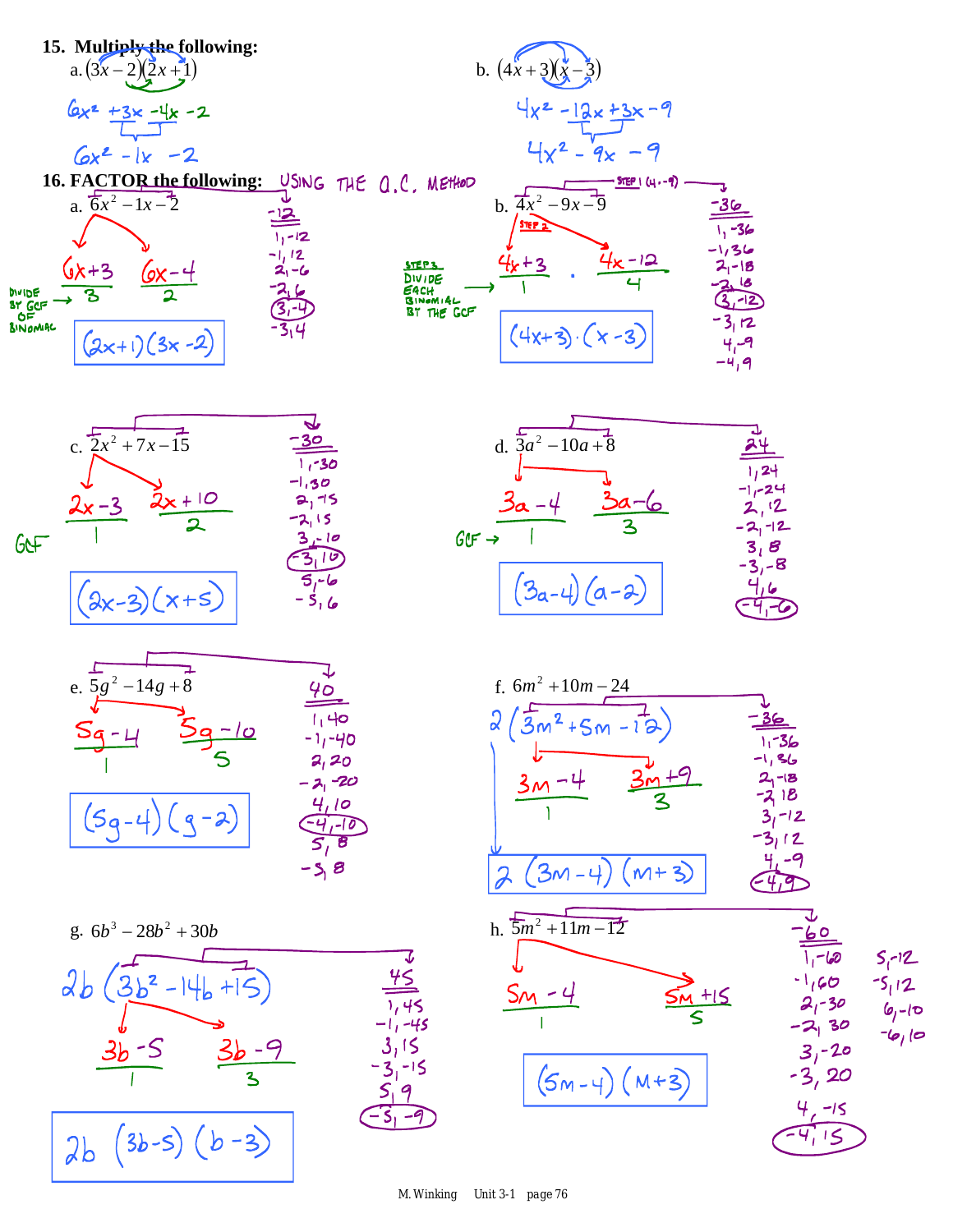**15. Multiply the following:**

a. $(3x-2)(2x+1)$

$6x^2 + 3x - 4x - 2$

$6x^2 - 1x - 2$

b. $(4x+3)(x-3)$

$4x^2 - 12x + 3x - 9$

$4x^2 - 9x - 9$

**16. FACTOR the following:** USING THE A.C. METHOD

a. $6x^2 - 1x - 2$

$-12$: 1, −12; −1, 12; 2, −6; −2, 6; (3, −4); −3, 4

$\frac{6x+3}{3}$ $\frac{6x-4}{2}$ — DIVIDE BY GCF OF BINOMIAL

$(2x+1)(3x-2)$

b. $4x^2 - 9x - 9$

STEP 1 (4·−9)

$-36$: 1, −36; −1, 36; 2, −18; −2, 18; (3, −12); −3, 12; 4, −9; −4, 9

STEP 2

$\frac{4x+3}{1} \cdot \frac{4x-12}{4}$ — STEP 3 DIVIDE EACH BINOMIAL BY THE GCF

$(4x+3)\cdot(x-3)$

c. $2x^2 + 7x - 15$

$-30$: 1, −30; −1, 30; 2, −15; −2, 15; 3, −10; (−3, 10); 5, −6; −5, 6

$\frac{2x-3}{1}$ $\frac{2x+10}{2}$ — GCF

$(2x-3)(x+5)$

d. $3a^2 - 10a + 8$

$24$: 1, 24; −1, −24; 2, 12; −2, −12; 3, 8; −3, −8; 4, 6; (−4, −6)

$\frac{3a-4}{1}$ $\frac{3a-6}{3}$ — GCF

$(3a-4)(a-2)$

e. $5g^2 - 14g + 8$

$40$: 1, 40; −1, −40; 2, 20; −2, −20; 4, 10; (−4, −10); 5, 8; −5, 8

$\frac{5g-4}{1}$ $\frac{5g-10}{5}$

$(5g-4)(g-2)$

f. $6m^2 + 10m - 24$

$2(3m^2 + 5m - 12)$

$-36$: 1, −36; −1, 36; 2, −18; −2, 18; 3, −12; −3, 12; 4, −9; (−4, 9)

$\frac{3m-4}{1}$ $\frac{3m+9}{3}$

$2(3m-4)(m+3)$

g. $6b^3 - 28b^2 + 30b$

$2b(3b^2 - 14b + 15)$

$45$: 1, 45; −1, −45; 3, 15; −3, −15; 5, 9; (−5, −9)

$\frac{3b-5}{1}$ $\frac{3b-9}{3}$

$2b(3b-5)(b-3)$

h. $5m^2 + 11m - 12$

$-60$: 1, −60; −1, 60; 2, −30; −2, 30; 3, −20; −3, 20; 4, −15; (−4, 15); 5, −12; −5, 12; 6, −10; −6, 10

$\frac{5m-4}{1}$ $\frac{5m+15}{5}$

$(5m-4)(m+3)$